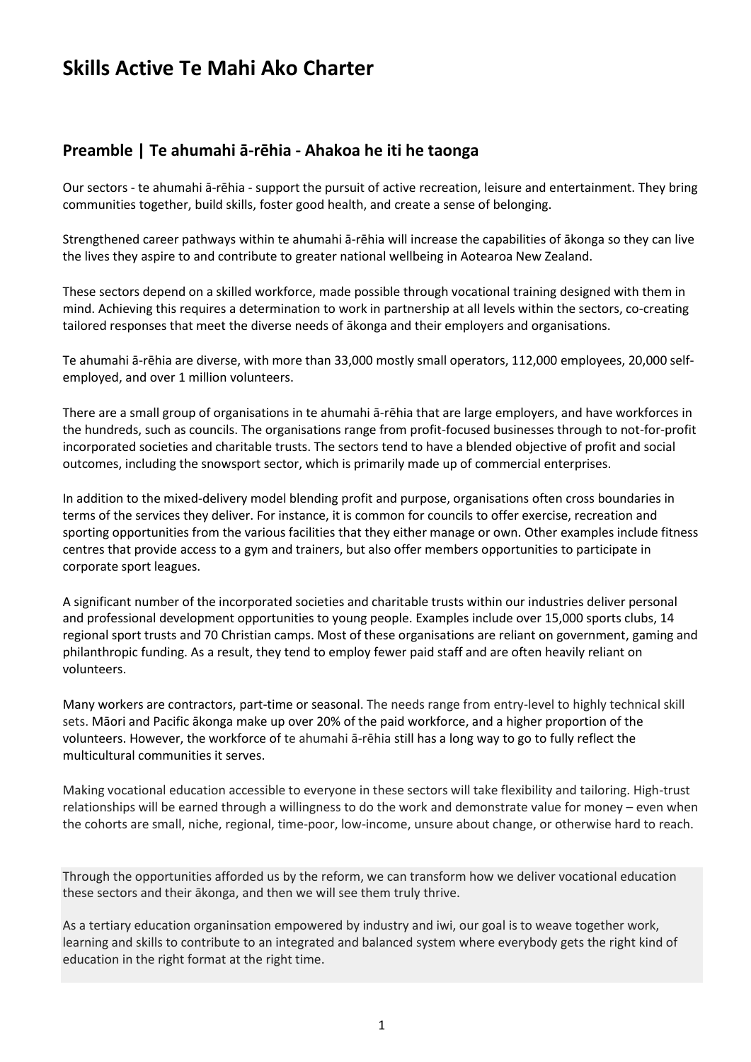# Skills Active Te Mahi Ako Charter

## Preamble | Te ahumahi ā-rēhia - Ahakoa he iti he taonga

Our sectors - te ahumahi ā-rēhia - support the pursuit of active recreation, leisure and entertainment. They bring communities together, build skills, foster good health, and create a sense of belonging.

Strengthened career pathways within te ahumahi ā-rēhia will increase the capabilities of ākonga so they can live the lives they aspire to and contribute to greater national wellbeing in Aotearoa New Zealand.

These sectors depend on a skilled workforce, made possible through vocational training designed with them in mind. Achieving this requires a determination to work in partnership at all levels within the sectors, co-creating tailored responses that meet the diverse needs of ākonga and their employers and organisations.

Te ahumahi ā-rēhia are diverse, with more than 33,000 mostly small operators, 112,000 employees, 20,000 self-employed, and over 1 million volunteers.

There are a small group of organisations in te ahumahi ā-rēhia that are large employers, and have workforces in the hundreds, such as councils. The organisations range from profit-focused businesses through to not-for-profit incorporated societies and charitable trusts. The sectors tend to have a blended objective of profit and social outcomes, including the snowsport sector, which is primarily made up of commercial enterprises.

In addition to the mixed-delivery model blending profit and purpose, organisations often cross boundaries in terms of the services they deliver. For instance, it is common for councils to offer exercise, recreation and sporting opportunities from the various facilities that they either manage or own. Other examples include fitness centres that provide access to a gym and trainers, but also offer members opportunities to participate in corporate sport leagues.

A significant number of the incorporated societies and charitable trusts within our industries deliver personal and professional development opportunities to young people. Examples include over 15,000 sports clubs, 14 regional sport trusts and 70 Christian camps. Most of these organisations are reliant on government, gaming and philanthropic funding. As a result, they tend to employ fewer paid staff and are often heavily reliant on volunteers.

Many workers are contractors, part-time or seasonal. The needs range from entry-level to highly technical skill sets. Māori and Pacific ākonga make up over 20% of the paid workforce, and a higher proportion of the volunteers. However, the workforce of te ahumahi ā-rēhia still has a long way to go to fully reflect the multicultural communities it serves.

Making vocational education accessible to everyone in these sectors will take flexibility and tailoring. High-trust relationships will be earned through a willingness to do the work and demonstrate value for money – even when the cohorts are small, niche, regional, time-poor, low-income, unsure about change, or otherwise hard to reach.

Through the opportunities afforded us by the reform, we can transform how we deliver vocational education these sectors and their ākonga, and then we will see them truly thrive.

As a tertiary education organinsation empowered by industry and iwi, our goal is to weave together work, learning and skills to contribute to an integrated and balanced system where everybody gets the right kind of education in the right format at the right time.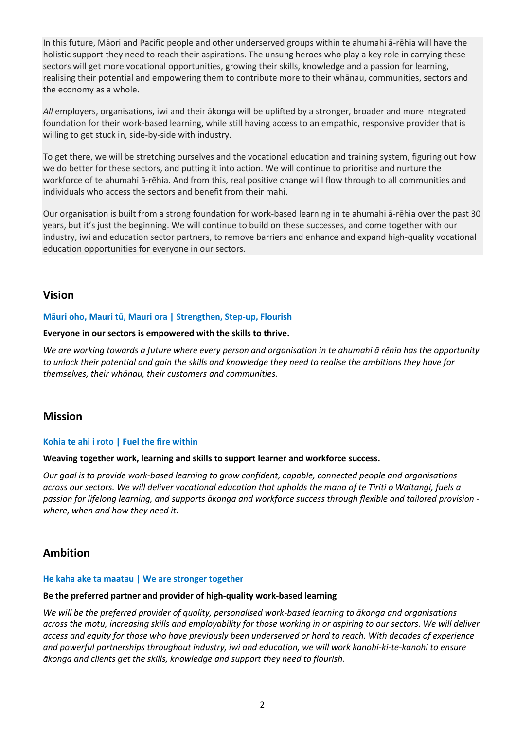In this future, Māori and Pacific people and other underserved groups within te ahumahi ā-rēhia will have the holistic support they need to reach their aspirations. The unsung heroes who play a key role in carrying these sectors will get more vocational opportunities, growing their skills, knowledge and a passion for learning, realising their potential and empowering them to contribute more to their whānau, communities, sectors and the economy as a whole.

*All* employers, organisations, iwi and their ākonga will be uplifted by a stronger, broader and more integrated foundation for their work-based learning, while still having access to an empathic, responsive provider that is willing to get stuck in, side-by-side with industry.

To get there, we will be stretching ourselves and the vocational education and training system, figuring out how we do better for these sectors, and putting it into action. We will continue to prioritise and nurture the workforce of te ahumahi ā-rēhia. And from this, real positive change will flow through to all communities and individuals who access the sectors and benefit from their mahi.

Our organisation is built from a strong foundation for work-based learning in te ahumahi ā-rēhia over the past 30 years, but it's just the beginning. We will continue to build on these successes, and come together with our industry, iwi and education sector partners, to remove barriers and enhance and expand high-quality vocational education opportunities for everyone in our sectors.

## Vision

### Māuri oho, Mauri tū, Mauri ora | Strengthen, Step-up, Flourish

**Everyone in our sectors is empowered with the skills to thrive.**

*We are working towards a future where every person and organisation in te ahumahi ā rēhia has the opportunity to unlock their potential and gain the skills and knowledge they need to realise the ambitions they have for themselves, their whānau, their customers and communities.*

## Mission

### Kohia te ahi i roto | Fuel the fire within

**Weaving together work, learning and skills to support learner and workforce success.**

*Our goal is to provide work-based learning to grow confident, capable, connected people and organisations across our sectors. We will deliver vocational education that upholds the mana of te Tiriti o Waitangi, fuels a passion for lifelong learning, and supports ākonga and workforce success through flexible and tailored provision - where, when and how they need it.*

## Ambition

### He kaha ake ta maatau | We are stronger together

**Be the preferred partner and provider of high-quality work-based learning**

*We will be the preferred provider of quality, personalised work-based learning to ākonga and organisations across the motu, increasing skills and employability for those working in or aspiring to our sectors. We will deliver access and equity for those who have previously been underserved or hard to reach. With decades of experience and powerful partnerships throughout industry, iwi and education, we will work kanohi-ki-te-kanohi to ensure ākonga and clients get the skills, knowledge and support they need to flourish.*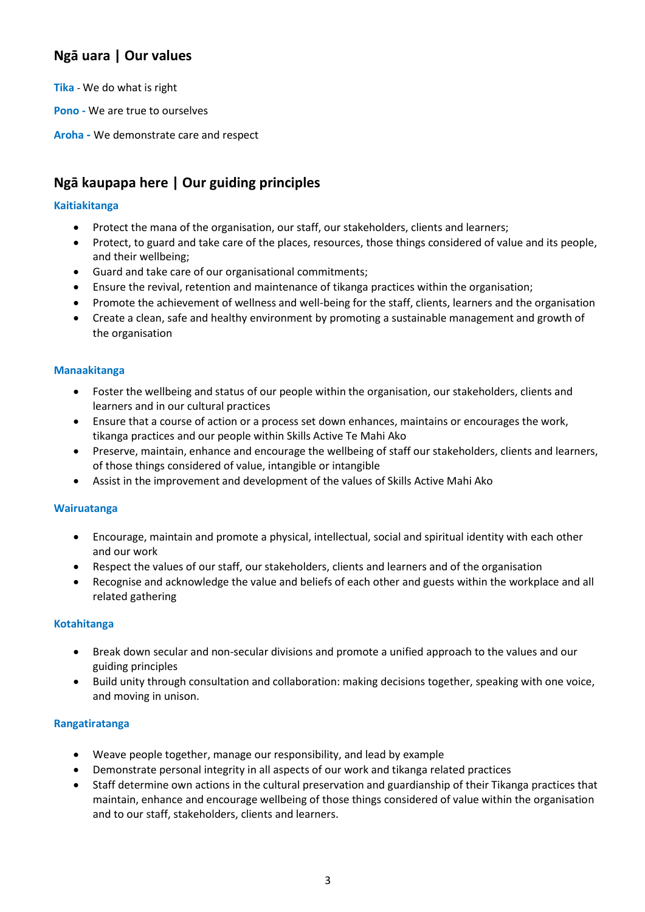## Ngā uara | Our values

**Tika** - We do what is right

**Pono** - We are true to ourselves

**Aroha** - We demonstrate care and respect

## Ngā kaupapa here | Our guiding principles

### Kaitiakitanga

- Protect the mana of the organisation, our staff, our stakeholders, clients and learners;
- Protect, to guard and take care of the places, resources, those things considered of value and its people, and their wellbeing;
- Guard and take care of our organisational commitments;
- Ensure the revival, retention and maintenance of tikanga practices within the organisation;
- Promote the achievement of wellness and well-being for the staff, clients, learners and the organisation
- Create a clean, safe and healthy environment by promoting a sustainable management and growth of the organisation

### Manaakitanga

- Foster the wellbeing and status of our people within the organisation, our stakeholders, clients and learners and in our cultural practices
- Ensure that a course of action or a process set down enhances, maintains or encourages the work, tikanga practices and our people within Skills Active Te Mahi Ako
- Preserve, maintain, enhance and encourage the wellbeing of staff our stakeholders, clients and learners, of those things considered of value, intangible or intangible
- Assist in the improvement and development of the values of Skills Active Mahi Ako

### Wairuatanga

- Encourage, maintain and promote a physical, intellectual, social and spiritual identity with each other and our work
- Respect the values of our staff, our stakeholders, clients and learners and of the organisation
- Recognise and acknowledge the value and beliefs of each other and guests within the workplace and all related gathering

### Kotahitanga

- Break down secular and non-secular divisions and promote a unified approach to the values and our guiding principles
- Build unity through consultation and collaboration: making decisions together, speaking with one voice, and moving in unison.

### Rangatiratanga

- Weave people together, manage our responsibility, and lead by example
- Demonstrate personal integrity in all aspects of our work and tikanga related practices
- Staff determine own actions in the cultural preservation and guardianship of their Tikanga practices that maintain, enhance and encourage wellbeing of those things considered of value within the organisation and to our staff, stakeholders, clients and learners.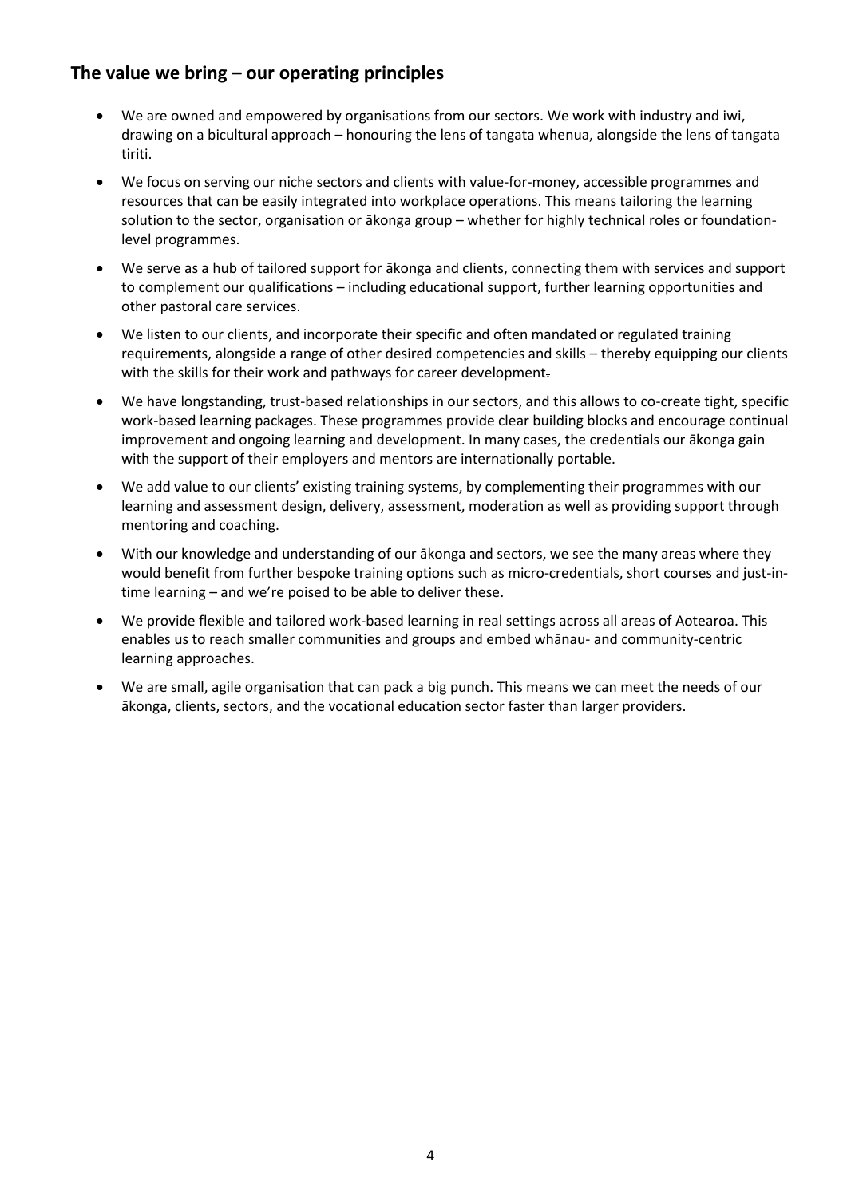## The value we bring – our operating principles

- We are owned and empowered by organisations from our sectors. We work with industry and iwi, drawing on a bicultural approach – honouring the lens of tangata whenua, alongside the lens of tangata tiriti.
- We focus on serving our niche sectors and clients with value-for-money, accessible programmes and resources that can be easily integrated into workplace operations. This means tailoring the learning solution to the sector, organisation or ākonga group – whether for highly technical roles or foundation-level programmes.
- We serve as a hub of tailored support for ākonga and clients, connecting them with services and support to complement our qualifications – including educational support, further learning opportunities and other pastoral care services.
- We listen to our clients, and incorporate their specific and often mandated or regulated training requirements, alongside a range of other desired competencies and skills – thereby equipping our clients with the skills for their work and pathways for career development.
- We have longstanding, trust-based relationships in our sectors, and this allows to co-create tight, specific work-based learning packages. These programmes provide clear building blocks and encourage continual improvement and ongoing learning and development. In many cases, the credentials our ākonga gain with the support of their employers and mentors are internationally portable.
- We add value to our clients' existing training systems, by complementing their programmes with our learning and assessment design, delivery, assessment, moderation as well as providing support through mentoring and coaching.
- With our knowledge and understanding of our ākonga and sectors, we see the many areas where they would benefit from further bespoke training options such as micro-credentials, short courses and just-in-time learning – and we're poised to be able to deliver these.
- We provide flexible and tailored work-based learning in real settings across all areas of Aotearoa. This enables us to reach smaller communities and groups and embed whānau- and community-centric learning approaches.
- We are small, agile organisation that can pack a big punch. This means we can meet the needs of our ākonga, clients, sectors, and the vocational education sector faster than larger providers.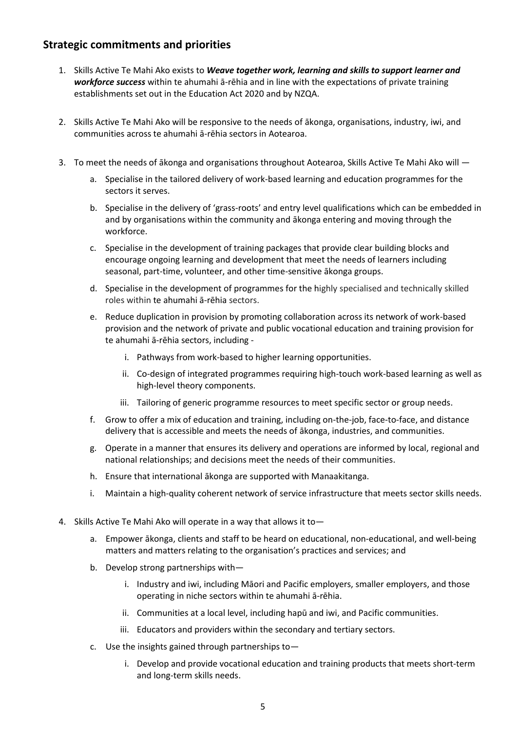## Strategic commitments and priorities

1. Skills Active Te Mahi Ako exists to ***Weave together work, learning and skills to support learner and workforce success*** within te ahumahi ā-rēhia and in line with the expectations of private training establishments set out in the Education Act 2020 and by NZQA.

2. Skills Active Te Mahi Ako will be responsive to the needs of ākonga, organisations, industry, iwi, and communities across te ahumahi ā-rēhia sectors in Aotearoa.

3. To meet the needs of ākonga and organisations throughout Aotearoa, Skills Active Te Mahi Ako will —
   a. Specialise in the tailored delivery of work-based learning and education programmes for the sectors it serves.
   b. Specialise in the delivery of 'grass-roots' and entry level qualifications which can be embedded in and by organisations within the community and ākonga entering and moving through the workforce.
   c. Specialise in the development of training packages that provide clear building blocks and encourage ongoing learning and development that meet the needs of learners including seasonal, part-time, volunteer, and other time-sensitive ākonga groups.
   d. Specialise in the development of programmes for the highly specialised and technically skilled roles within te ahumahi ā-rēhia sectors.
   e. Reduce duplication in provision by promoting collaboration across its network of work-based provision and the network of private and public vocational education and training provision for te ahumahi ā-rēhia sectors, including -
      i. Pathways from work-based to higher learning opportunities.
      ii. Co-design of integrated programmes requiring high-touch work-based learning as well as high-level theory components.
      iii. Tailoring of generic programme resources to meet specific sector or group needs.
   f. Grow to offer a mix of education and training, including on-the-job, face-to-face, and distance delivery that is accessible and meets the needs of ākonga, industries, and communities.
   g. Operate in a manner that ensures its delivery and operations are informed by local, regional and national relationships; and decisions meet the needs of their communities.
   h. Ensure that international ākonga are supported with Manaakitanga.
   i. Maintain a high-quality coherent network of service infrastructure that meets sector skills needs.

4. Skills Active Te Mahi Ako will operate in a way that allows it to—
   a. Empower ākonga, clients and staff to be heard on educational, non-educational, and well-being matters and matters relating to the organisation's practices and services; and
   b. Develop strong partnerships with—
      i. Industry and iwi, including Māori and Pacific employers, smaller employers, and those operating in niche sectors within te ahumahi ā-rēhia.
      ii. Communities at a local level, including hapū and iwi, and Pacific communities.
      iii. Educators and providers within the secondary and tertiary sectors.
   c. Use the insights gained through partnerships to—
      i. Develop and provide vocational education and training products that meets short-term and long-term skills needs.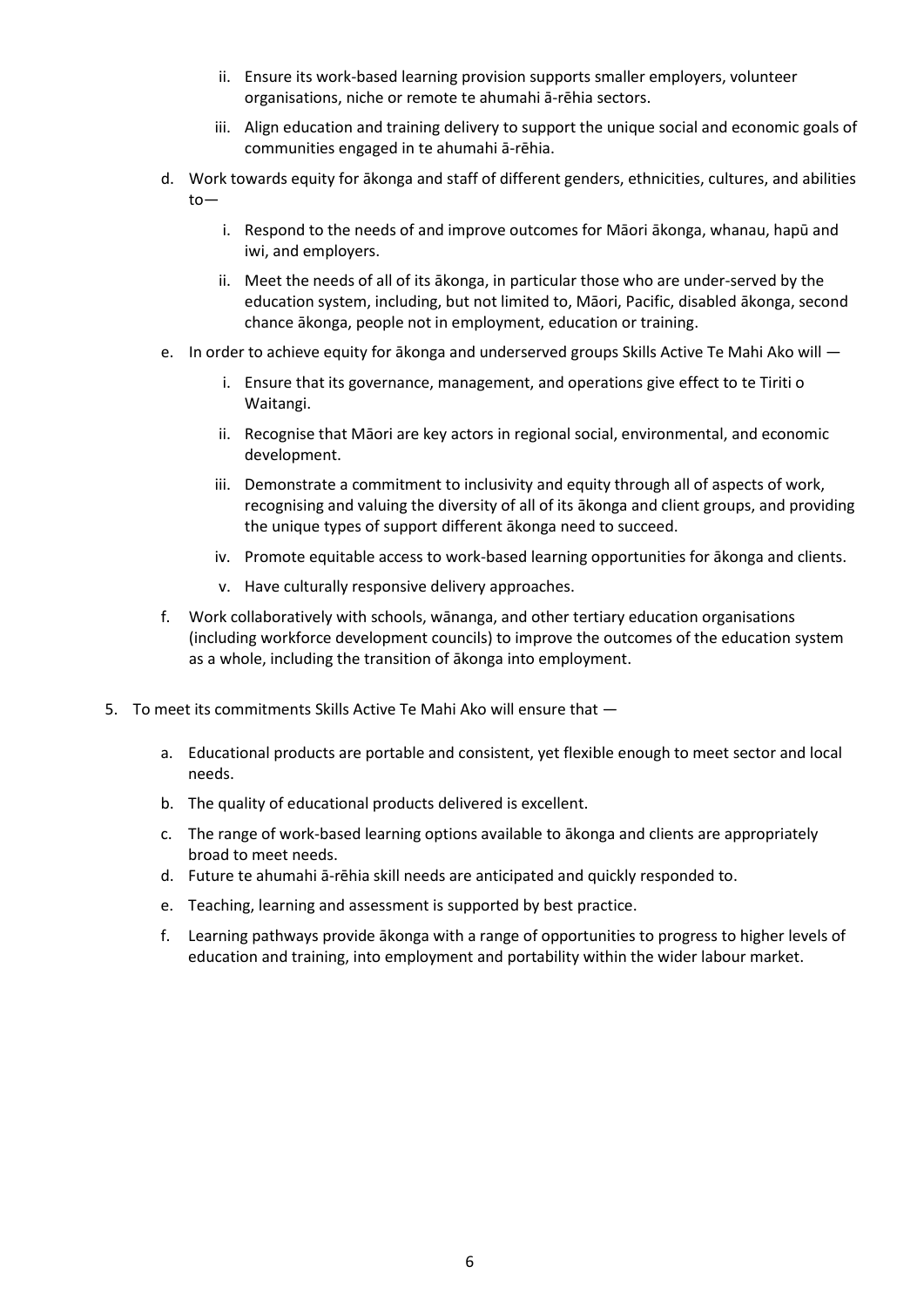ii. Ensure its work-based learning provision supports smaller employers, volunteer organisations, niche or remote te ahumahi ā-rēhia sectors.

   iii. Align education and training delivery to support the unique social and economic goals of communities engaged in te ahumahi ā-rēhia.

d. Work towards equity for ākonga and staff of different genders, ethnicities, cultures, and abilities to—

   i. Respond to the needs of and improve outcomes for Māori ākonga, whanau, hapū and iwi, and employers.

   ii. Meet the needs of all of its ākonga, in particular those who are under-served by the education system, including, but not limited to, Māori, Pacific, disabled ākonga, second chance ākonga, people not in employment, education or training.

e. In order to achieve equity for ākonga and underserved groups Skills Active Te Mahi Ako will —

   i. Ensure that its governance, management, and operations give effect to te Tiriti o Waitangi.

   ii. Recognise that Māori are key actors in regional social, environmental, and economic development.

   iii. Demonstrate a commitment to inclusivity and equity through all of aspects of work, recognising and valuing the diversity of all of its ākonga and client groups, and providing the unique types of support different ākonga need to succeed.

   iv. Promote equitable access to work-based learning opportunities for ākonga and clients.

   v. Have culturally responsive delivery approaches.

f. Work collaboratively with schools, wānanga, and other tertiary education organisations (including workforce development councils) to improve the outcomes of the education system as a whole, including the transition of ākonga into employment.

5. To meet its commitments Skills Active Te Mahi Ako will ensure that —

   a. Educational products are portable and consistent, yet flexible enough to meet sector and local needs.

   b. The quality of educational products delivered is excellent.

   c. The range of work-based learning options available to ākonga and clients are appropriately broad to meet needs.

   d. Future te ahumahi ā-rēhia skill needs are anticipated and quickly responded to.

   e. Teaching, learning and assessment is supported by best practice.

   f. Learning pathways provide ākonga with a range of opportunities to progress to higher levels of education and training, into employment and portability within the wider labour market.